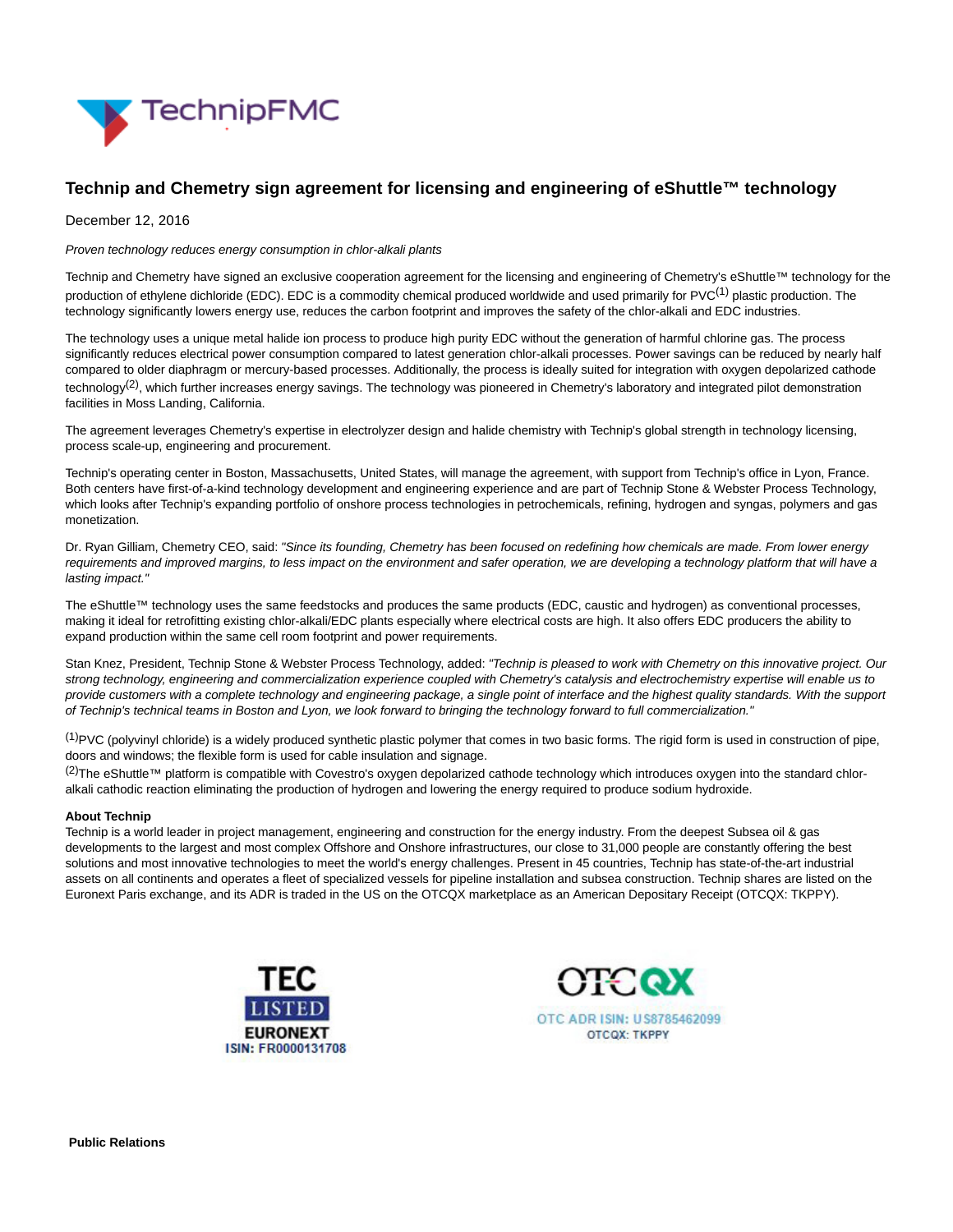# Technip and Chemetry sign agreement for licensing and engineering of eShuttle™ technology

December 12, 2016

*Proven technology reduces energy consumption in chlor-alkali plants*

Technip and Chemetry have signed an exclusive cooperation agreement for the licensing and engineering of Chemetry's eShuttle™ technology for the production of ethylene dichloride (EDC). EDC is a commodity chemical produced worldwide and used primarily for PVC[1] plastic production. The technology significantly lowers energy use, reduces the carbon footprint and improves the safety of the chlor-alkali and EDC industries.

The technology uses a unique metal halide ion process to produce high purity EDC without the generation of harmful chlorine gas. The process significantly reduces electrical power consumption compared to latest generation chlor-alkali processes. Power savings can be reduced by nearly half compared to older diaphragm or mercury-based processes. Additionally, the process is ideally suited for integration with oxygen depolarized cathode technology[2], which further increases energy savings. The technology was pioneered in Chemetry's laboratory and integrated pilot demonstration facilities in Moss Landing, California.

The agreement leverages Chemetry's expertise in electrolyzer design and halide chemistry with Technip's global strength in technology licensing, process scale-up, engineering and procurement.

Technip's operating center in Boston, Massachusetts, United States, will manage the agreement, with support from Technip's office in Lyon, France. Both centers have first-of-a-kind technology development and engineering experience and are part of Technip Stone & Webster Process Technology, which looks after Technip's expanding portfolio of onshore process technologies in petrochemicals, refining, hydrogen and syngas, polymers and gas monetization.

Dr. Ryan Gilliam, Chemetry CEO, said: *"Since its founding, Chemetry has been focused on redefining how chemicals are made. From lower energy requirements and improved margins, to less impact on the environment and safer operation, we are developing a technology platform that will have a lasting impact."*

The eShuttle™ technology uses the same feedstocks and produces the same products (EDC, caustic and hydrogen) as conventional processes, making it ideal for retrofitting existing chlor-alkali/EDC plants especially where electrical costs are high. It also offers EDC producers the ability to expand production within the same cell room footprint and power requirements.

Stan Knez, President, Technip Stone & Webster Process Technology, added: *"Technip is pleased to work with Chemetry on this innovative project. Our strong technology, engineering and commercialization experience coupled with Chemetry's catalysis and electrochemistry expertise will enable us to provide customers with a complete technology and engineering package, a single point of interface and the highest quality standards. With the support of Technip's technical teams in Boston and Lyon, we look forward to bringing the technology forward to full commercialization."*

[1]PVC (polyvinyl chloride) is a widely produced synthetic plastic polymer that comes in two basic forms. The rigid form is used in construction of pipe, doors and windows; the flexible form is used for cable insulation and signage.
[2]The eShuttle™ platform is compatible with Covestro's oxygen depolarized cathode technology which introduces oxygen into the standard chlor-alkali cathodic reaction eliminating the production of hydrogen and lowering the energy required to produce sodium hydroxide.

**About Technip**
Technip is a world leader in project management, engineering and construction for the energy industry. From the deepest Subsea oil & gas developments to the largest and most complex Offshore and Onshore infrastructures, our close to 31,000 people are constantly offering the best solutions and most innovative technologies to meet the world's energy challenges. Present in 45 countries, Technip has state-of-the-art industrial assets on all continents and operates a fleet of specialized vessels for pipeline installation and subsea construction. Technip shares are listed on the Euronext Paris exchange, and its ADR is traded in the US on the OTCQX marketplace as an American Depositary Receipt (OTCQX: TKPPY).

TEC LISTED EURONEXT
ISIN: FR0000131708

OTCQX
OTC ADR ISIN: US8785462099
OTCQX: TKPPY

**Public Relations**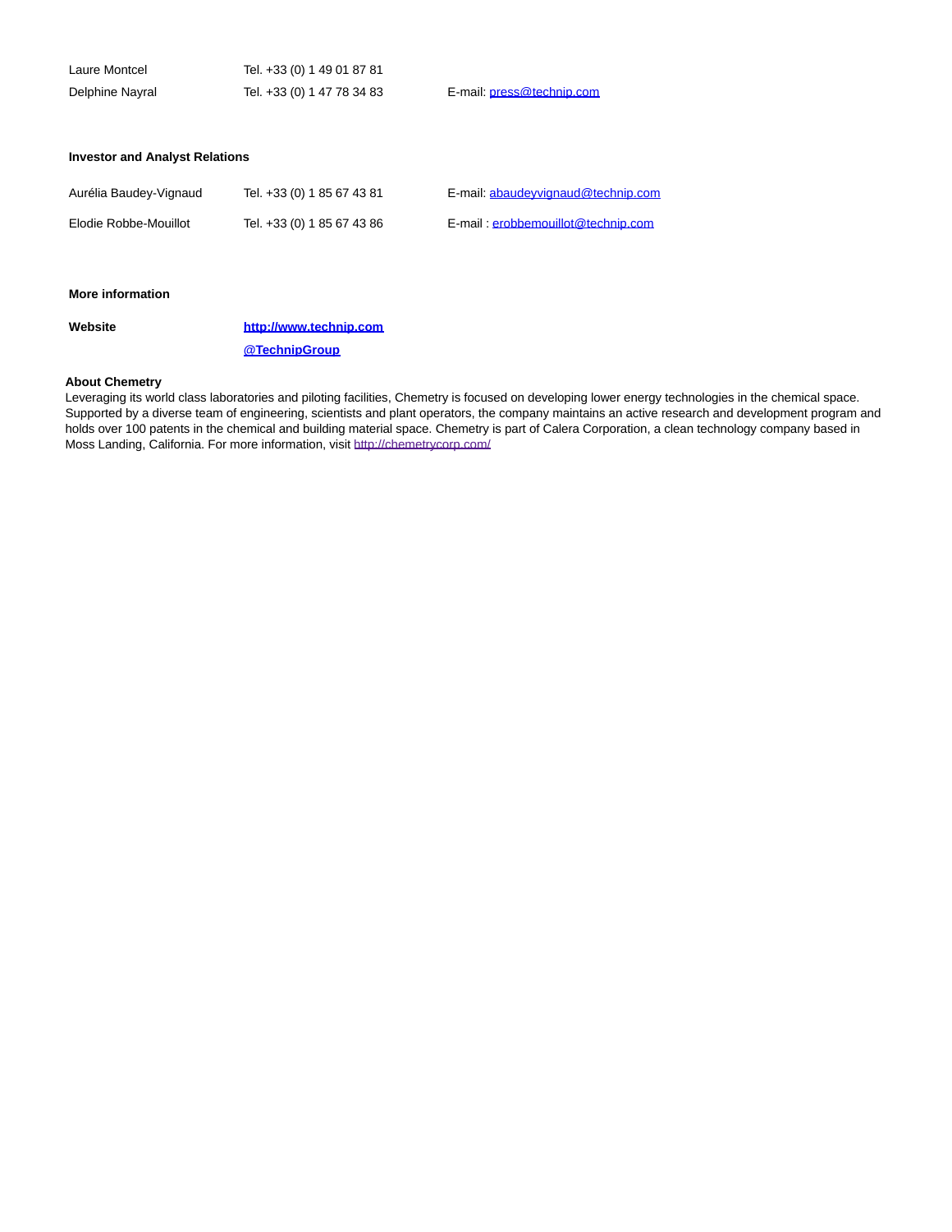| | | |
|---|---|---|
| Laure Montcel | Tel. +33 (0) 1 49 01 87 81 | |
| Delphine Nayral | Tel. +33 (0) 1 47 78 34 83 | E-mail: press@technip.com |

**Investor and Analyst Relations**

| | | |
|---|---|---|
| Aurélia Baudey-Vignaud | Tel. +33 (0) 1 85 67 43 81 | E-mail: abaudeyvignaud@technip.com |
| Elodie Robbe-Mouillot | Tel. +33 (0) 1 85 67 43 86 | E-mail : erobbemouillot@technip.com |

**More information**

**Website** **http://www.technip.com**

**@TechnipGroup**

**About Chemetry**

Leveraging its world class laboratories and piloting facilities, Chemetry is focused on developing lower energy technologies in the chemical space. Supported by a diverse team of engineering, scientists and plant operators, the company maintains an active research and development program and holds over 100 patents in the chemical and building material space. Chemetry is part of Calera Corporation, a clean technology company based in Moss Landing, California. For more information, visit http://chemetrycorp.com/